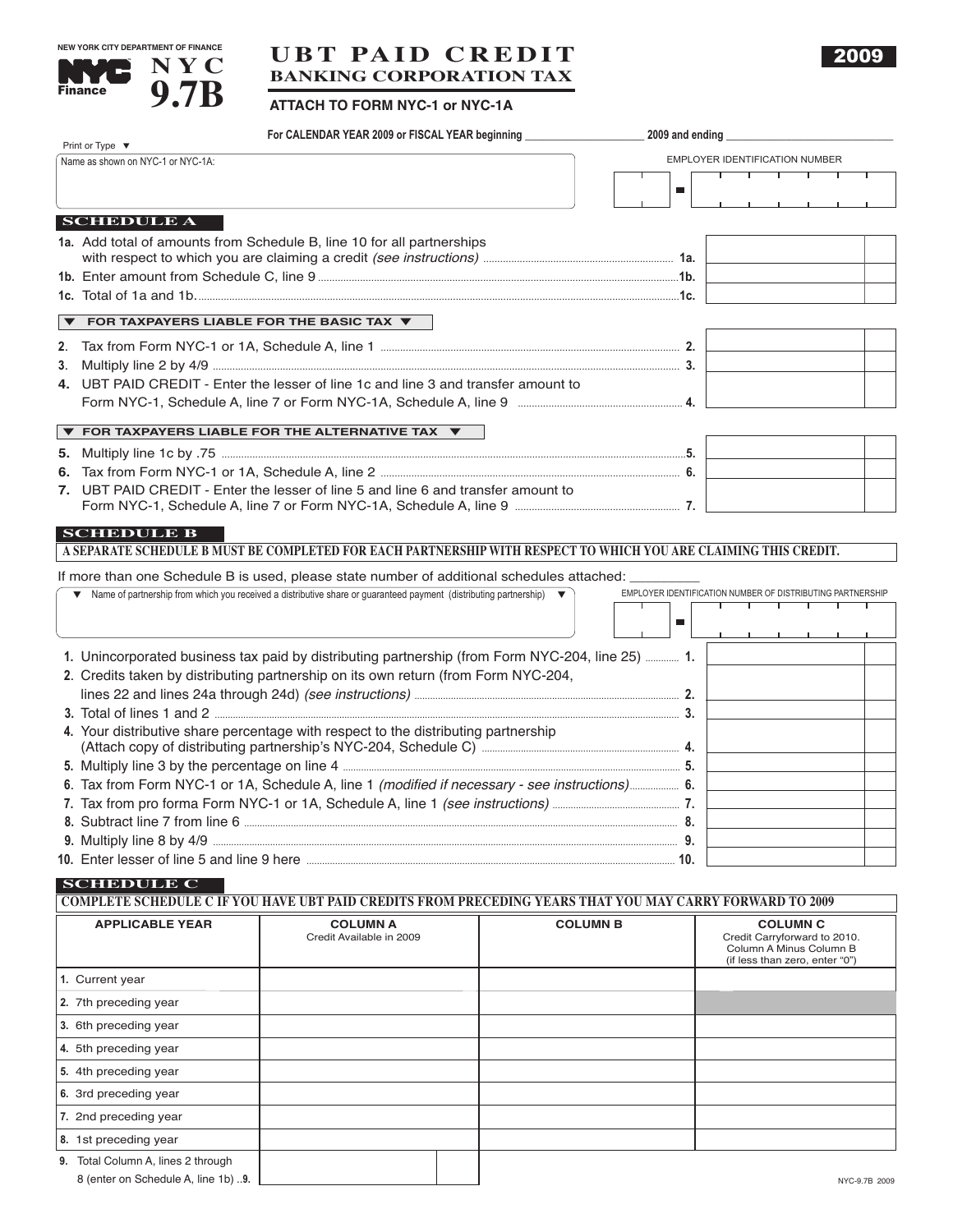NEW YORK CITY DEPARTMENT OF FINANCE

NYC Finance

# NYC 9.7B

# UBT PAID CREDIT

## BANKING CORPORATION TAX

**2009**

**ATTACH TO FORM NYC-1 or NYC-1A**

**For CALENDAR YEAR 2009 or FISCAL YEAR beginning ____________ 2009 and ending ____________**

Print or Type ▼

Name as shown on NYC-1 or NYC-1A: ____________

EMPLOYER IDENTIFICATION NUMBER ____________

## SCHEDULE A

| | | |
|---|---|---|
| **1a.** Add total of amounts from Schedule B, line 10 for all partnerships with respect to which you are claiming a credit *(see instructions)* | **1a.** | |
| **1b.** Enter amount from Schedule C, line 9 | **1b.** | |
| **1c.** Total of 1a and 1b. | **1c.** | |

**▼ FOR TAXPAYERS LIABLE FOR THE BASIC TAX ▼**

| | | |
|---|---|---|
| **2.** Tax from Form NYC-1 or 1A, Schedule A, line 1 | **2.** | |
| **3.** Multiply line 2 by 4/9 | **3.** | |
| **4.** UBT PAID CREDIT - Enter the lesser of line 1c and line 3 and transfer amount to Form NYC-1, Schedule A, line 7 or Form NYC-1A, Schedule A, line 9 | **4.** | |

**▼ FOR TAXPAYERS LIABLE FOR THE ALTERNATIVE TAX ▼**

| | | |
|---|---|---|
| **5.** Multiply line 1c by .75 | **5.** | |
| **6.** Tax from Form NYC-1 or 1A, Schedule A, line 2 | **6.** | |
| **7.** UBT PAID CREDIT - Enter the lesser of line 5 and line 6 and transfer amount to Form NYC-1, Schedule A, line 7 or Form NYC-1A, Schedule A, line 9 | **7.** | |

## SCHEDULE B

**A SEPARATE SCHEDULE B MUST BE COMPLETED FOR EACH PARTNERSHIP WITH RESPECT TO WHICH YOU ARE CLAIMING THIS CREDIT.**

If more than one Schedule B is used, please state number of additional schedules attached: ____________

▼ Name of partnership from which you received a distributive share or guaranteed payment (distributing partnership) ▼

EMPLOYER IDENTIFICATION NUMBER OF DISTRIBUTING PARTNERSHIP

| | | |
|---|---|---|
| **1.** Unincorporated business tax paid by distributing partnership (from Form NYC-204, line 25) | **1.** | |
| **2.** Credits taken by distributing partnership on its own return (from Form NYC-204, lines 22 and lines 24a through 24d) *(see instructions)* | **2.** | |
| **3.** Total of lines 1 and 2 | **3.** | |
| **4.** Your distributive share percentage with respect to the distributing partnership (Attach copy of distributing partnership's NYC-204, Schedule C) | **4.** | |
| **5.** Multiply line 3 by the percentage on line 4 | **5.** | |
| **6.** Tax from Form NYC-1 or 1A, Schedule A, line 1 *(modified if necessary - see instructions)* | **6.** | |
| **7.** Tax from pro forma Form NYC-1 or 1A, Schedule A, line 1 *(see instructions)* | **7.** | |
| **8.** Subtract line 7 from line 6 | **8.** | |
| **9.** Multiply line 8 by 4/9 | **9.** | |
| **10.** Enter lesser of line 5 and line 9 here | **10.** | |

## SCHEDULE C

**COMPLETE SCHEDULE C IF YOU HAVE UBT PAID CREDITS FROM PRECEDING YEARS THAT YOU MAY CARRY FORWARD TO 2009**

| APPLICABLE YEAR | COLUMN A<br>Credit Available in 2009 | COLUMN B | COLUMN C<br>Credit Carryforward to 2010. Column A Minus Column B (if less than zero, enter "0") |
|---|---|---|---|
| **1.** Current year | | | |
| **2.** 7th preceding year | | | |
| **3.** 6th preceding year | | | |
| **4.** 5th preceding year | | | |
| **5.** 4th preceding year | | | |
| **6.** 3rd preceding year | | | |
| **7.** 2nd preceding year | | | |
| **8.** 1st preceding year | | | |
| **9.** Total Column A, lines 2 through 8 (enter on Schedule A, line 1b) ..**9.** | | | |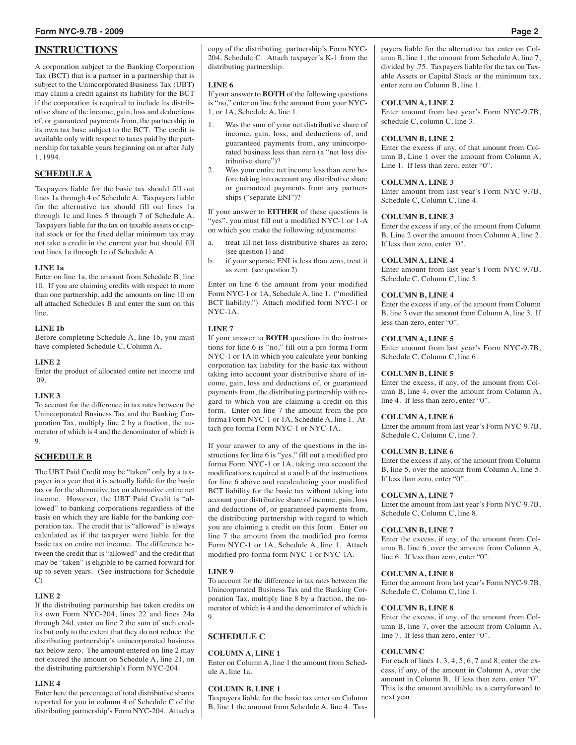## INSTRUCTIONS

A corporation subject to the Banking Corporation Tax (BCT) that is a partner in a partnership that is subject to the Unincorporated Business Tax (UBT) may claim a credit against its liability for the BCT if the corporation is required to include its distributive share of the income, gain, loss and deductions of, or guaranteed payments from, the partnership in its own tax base subject to the BCT. The credit is available only with respect to taxes paid by the partnership for taxable years beginning on or after July 1, 1994.

### SCHEDULE A

Taxpayers liable for the basic tax should fill out lines 1a through 4 of Schedule A. Taxpayers liable for the alternative tax should fill out lines 1a through 1c and lines 5 through 7 of Schedule A. Taxpayers liable for the tax on taxable assets or capital stock or for the fixed dollar minimum tax may not take a credit in the current year but should fill out lines 1a through 1c of Schedule A.

**LINE 1a**
Enter on line 1a, the amount from Schedule B, line 10. If you are claiming credits with respect to more than one partnership, add the amounts on line 10 on all attached Schedules B and enter the sum on this line.

**LINE 1b**
Before completing Schedule A, line 1b, you must have completed Schedule C, Column A.

**LINE 2**
Enter the product of allocated entire net income and .09.

**LINE 3**
To account for the difference in tax rates between the Unincorporated Business Tax and the Banking Corporation Tax, multiply line 2 by a fraction, the numerator of which is 4 and the denominator of which is 9.

### SCHEDULE B

The UBT Paid Credit may be "taken" only by a taxpayer in a year that it is actually liable for the basic tax or for the alternative tax on alternative entire net income. However, the UBT Paid Credit is "allowed" to banking corporations regardless of the basis on which they are liable for the banking corporation tax. The credit that is "allowed" is always calculated as if the taxpayer were liable for the basic tax on entire net income. The difference between the credit that is "allowed" and the credit that may be "taken" is eligible to be carried forward for up to seven years. (See instructions for Schedule C)

**LINE 2**
If the distributing partnership has taken credits on its own Form NYC-204, lines 22 and lines 24a through 24d, enter on line 2 the sum of such credits but only to the extent that they do not reduce the distributing partnership's unincorporated business tax below zero. The amount entered on line 2 may not exceed the amount on Schedule A, line 21, on the distributing partnership's Form NYC-204.

**LINE 4**
Enter here the percentage of total distributive shares reported for you in column 4 of Schedule C of the distributing partnership's Form NYC-204. Attach a copy of the distributing partnership's Form NYC-204, Schedule C. Attach taxpayer's K-1 from the distributing partnership.

**LINE 6**
If your answer to **BOTH** of the following questions is "no," enter on line 6 the amount from your NYC-1, or 1A, Schedule A, line 1.

1. Was the sum of your net distributive share of income, gain, loss, and deductions of, and guaranteed payments from, any unincorporated business less than zero (a "net loss distributive share")?
2. Was your entire net income less than zero before taking into account any distributive share or guaranteed payments from any partnerships ("separate ENI")?

If your answer to **EITHER** of these questions is "yes", you must fill out a modified NYC-1 or 1-A on which you make the following adjustments:

a. treat all net loss distributive shares as zero; (see question 1) and
b. if your separate ENI is less than zero, treat it as zero. (see question 2)

Enter on line 6 the amount from your modified Form NYC-1 or 1A, Schedule A, line 1. ("modified BCT liability.") Attach modified form NYC-1 or NYC-1A.

**LINE 7**
If your answer to **BOTH** questions in the instructions for line 6 is "no," fill out a pro forma Form NYC-1 or 1A in which you calculate your banking corporation tax liability for the basic tax without taking into account your distributive share of income, gain, loss and deductions of, or guaranteed payments from, the distributing partnership with regard to which you are claiming a credit on this form. Enter on line 7 the amount from the pro forma Form NYC-1 or 1A, Schedule A, line 1. Attach pro forma Form NYC-1 or NYC-1A.

If your answer to any of the questions in the instructions for line 6 is "yes," fill out a modified pro forma Form NYC-1 or 1A, taking into account the modifications required at a and b of the instructions for line 6 above and recalculating your modified BCT liability for the basic tax without taking into account your distributive share of income, gain, loss and deductions of, or guaranteed payments from, the distributing partnership with regard to which you are claiming a credit on this form. Enter on line 7 the amount from the modified pro forma Form NYC-1 or 1A, Schedule A, line 1. Attach modified pro-forma form NYC-1 or NYC-1A.

**LINE 9**
To account for the difference in tax rates between the Unincorporated Business Tax and the Banking Corporation Tax, multiply line 8 by a fraction, the numerator of which is 4 and the denominator of which is 9.

### SCHEDULE C

**COLUMN A, LINE 1**
Enter on Column A, line 1 the amount from Schedule A, line 1a.

**COLUMN B, LINE 1**
Taxpayers liable for the basic tax enter on Column B, line 1 the amount from Schedule A, line 4. Taxpayers liable for the alternative tax enter on Column B, line 1, the amount from Schedule A, line 7, divided by .75. Taxpayers liable for the tax on Taxable Assets or Capital Stock or the minimum tax, enter zero on Column B, line 1.

**COLUMN A, LINE 2**
Enter amount from last year's Form NYC-9.7B, schedule C, column C, line 3.

**COLUMN B, LINE 2**
Enter the excess if any, of that amount from Column B, Line 1 over the amount from Column A, Line 1. If less than zero, enter "0".

**COLUMN A, LINE 3**
Enter amount from last year's Form NYC-9.7B, Schedule C, Column C, line 4.

**COLUMN B, LINE 3**
Enter the excess if any, of the amount from Column B, Line 2 over the amount from Column A, line 2. If less than zero, enter "0".

**COLUMN A, LINE 4**
Enter amount from last year's Form NYC-9.7B, Schedule C, Column C, line 5.

**COLUMN B, LINE 4**
Enter the excess if any, of the amount from Column B, line 3 over the amount from Column A, line 3. If less than zero, enter "0".

**COLUMN A, LINE 5**
Enter amount from last year's Form NYC-9.7B, Schedule C, Column C, line 6.

**COLUMN B, LINE 5**
Enter the excess, if any, of the amount from Column B, line 4, over the amount from Column A, line 4. If less than zero, enter "0".

**COLUMN A, LINE 6**
Enter the amount from last year's Form NYC-9.7B, Schedule C, Column C, line 7.

**COLUMN B, LINE 6**
Enter the excess if any, of the amount from Column B, line 5, over the amount from Column A, line 5. If less than zero, enter "0".

**COLUMN A, LINE 7**
Enter the amount from last year's Form NYC-9.7B, Schedule C, Column C, line 8.

**COLUMN B, LINE 7**
Enter the excess, if any, of the amount from Column B, line 6, over the amount from Column A, line 6. If less than zero, enter "0".

**COLUMN A, LINE 8**
Enter the amount from last year's Form NYC-9.7B, Schedule C, Column C, line 1.

**COLUMN B, LINE 8**
Enter the excess, if any, of the amount from Column B, line 7, over the amount from Column A, line 7. If less than zero, enter "0".

**COLUMN C**
For each of lines 1, 3, 4, 5, 6, 7 and 8, enter the excess, if any, of the amount in Column A, over the amount in Column B. If less than zero, enter "0". This is the amount available as a carryforward to next year.